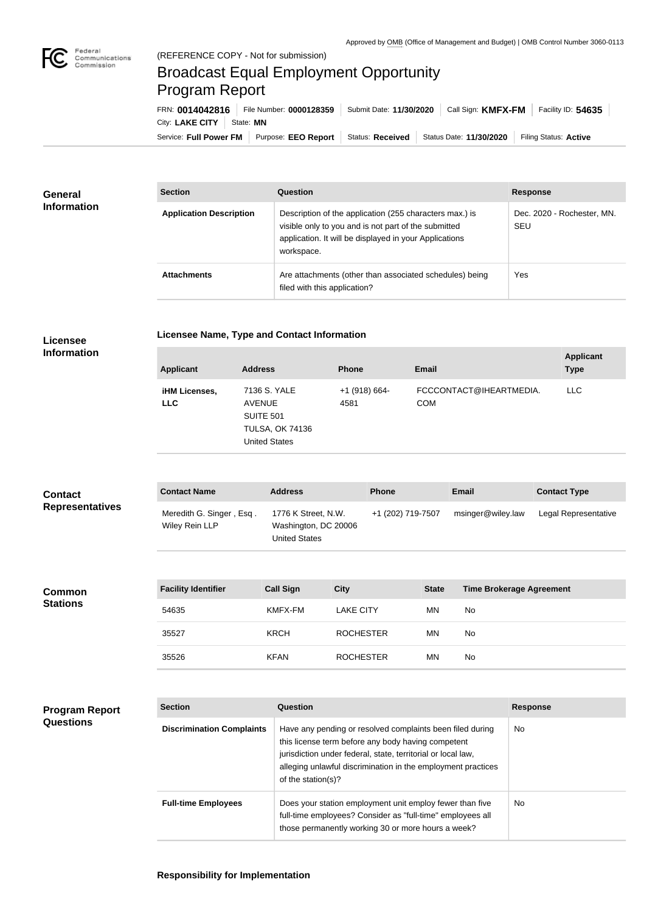Approved by OMB (Office of Management and Budget) | OMB Control Number 3060-0113

(REFERENCE COPY - Not for submission)

# Broadcast Equal Employment Opportunity Program Report

FRN: **0014042816** | File Number: **0000128359** | Submit Date: **11/30/2020** | Call Sign: **KMFX-FM** | Facility ID: **54635** | City: **LAKE CITY** | State: **MN**

Service: **Full Power FM** | Purpose: **EEO Report** | Status: **Received** | Status Date: **11/30/2020** | Filing Status: **Active**

## General Information

| Section | Question | Response |
| --- | --- | --- |
| **Application Description** | Description of the application (255 characters max.) is visible only to you and is not part of the submitted application. It will be displayed in your Applications workspace. | Dec. 2020 - Rochester, MN. SEU |
| **Attachments** | Are attachments (other than associated schedules) being filed with this application? | Yes |

## Licensee Information

**Licensee Name, Type and Contact Information**

| Applicant | Address | Phone | Email | Applicant Type |
| --- | --- | --- | --- | --- |
| **iHM Licenses, LLC** | 7136 S. YALE AVENUE SUITE 501 TULSA, OK 74136 United States | +1 (918) 664-4581 | FCCCONTACT@IHEARTMEDIA.COM | LLC |

## Contact Representatives

| Contact Name | Address | Phone | Email | Contact Type |
| --- | --- | --- | --- | --- |
| Meredith G. Singer , Esq . Wiley Rein LLP | 1776 K Street, N.W. Washington, DC 20006 United States | +1 (202) 719-7507 | msinger@wiley.law | Legal Representative |

## Common Stations

| Facility Identifier | Call Sign | City | State | Time Brokerage Agreement |
| --- | --- | --- | --- | --- |
| 54635 | KMFX-FM | LAKE CITY | MN | No |
| 35527 | KRCH | ROCHESTER | MN | No |
| 35526 | KFAN | ROCHESTER | MN | No |

## Program Report Questions

| Section | Question | Response |
| --- | --- | --- |
| **Discrimination Complaints** | Have any pending or resolved complaints been filed during this license term before any body having competent jurisdiction under federal, state, territorial or local law, alleging unlawful discrimination in the employment practices of the station(s)? | No |
| **Full-time Employees** | Does your station employment unit employ fewer than five full-time employees? Consider as "full-time" employees all those permanently working 30 or more hours a week? | No |

**Responsibility for Implementation**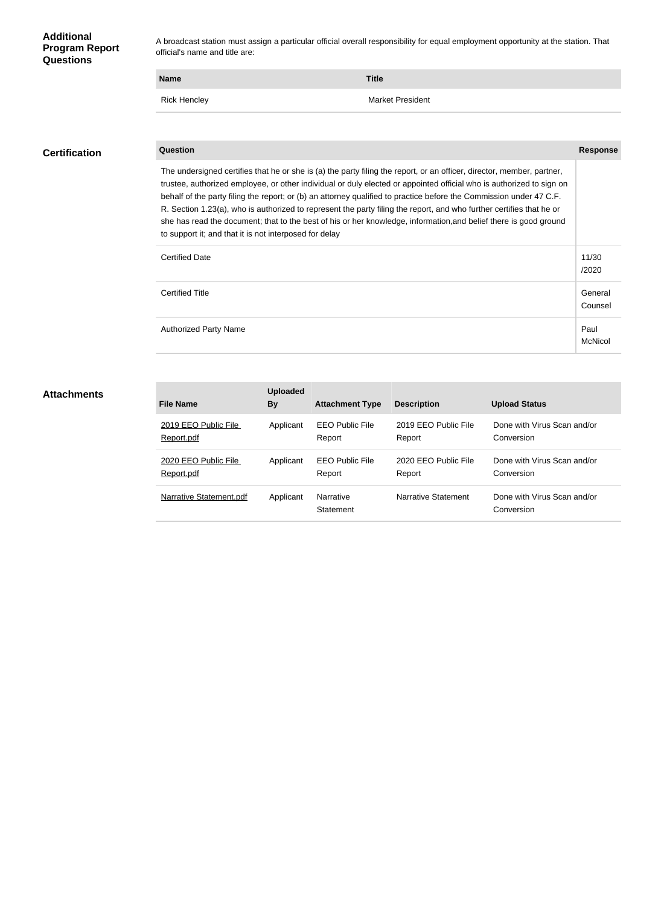### Additional Program Report Questions

A broadcast station must assign a particular official overall responsibility for equal employment opportunity at the station. That official's name and title are:

| Name | Title |
| --- | --- |
| Rick Hencley | Market President |

### Certification

| Question | Response |
| --- | --- |
| The undersigned certifies that he or she is (a) the party filing the report, or an officer, director, member, partner, trustee, authorized employee, or other individual or duly elected or appointed official who is authorized to sign on behalf of the party filing the report; or (b) an attorney qualified to practice before the Commission under 47 C.F.R. Section 1.23(a), who is authorized to represent the party filing the report, and who further certifies that he or she has read the document; that to the best of his or her knowledge, information,and belief there is good ground to support it; and that it is not interposed for delay | |
| Certified Date | 11/30/2020 |
| Certified Title | General Counsel |
| Authorized Party Name | Paul McNicol |

### Attachments

| File Name | Uploaded By | Attachment Type | Description | Upload Status |
| --- | --- | --- | --- | --- |
| 2019 EEO Public File Report.pdf | Applicant | EEO Public File Report | 2019 EEO Public File Report | Done with Virus Scan and/or Conversion |
| 2020 EEO Public File Report.pdf | Applicant | EEO Public File Report | 2020 EEO Public File Report | Done with Virus Scan and/or Conversion |
| Narrative Statement.pdf | Applicant | Narrative Statement | Narrative Statement | Done with Virus Scan and/or Conversion |